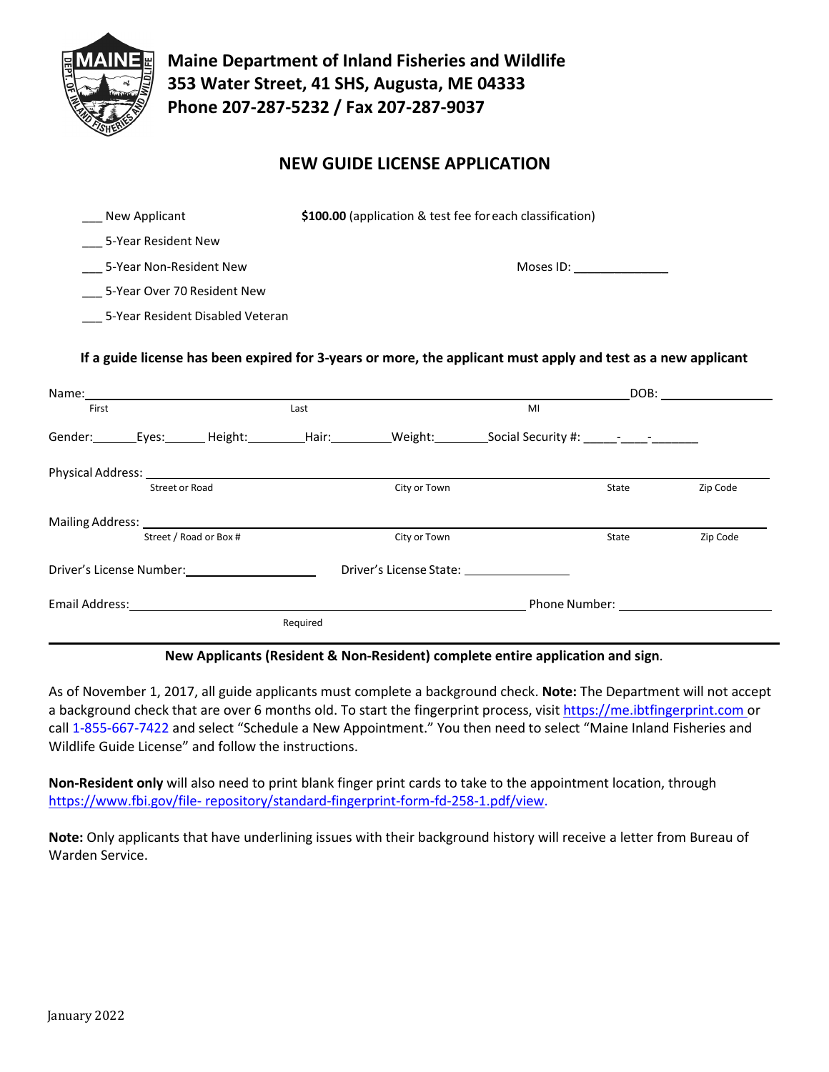**Maine Department of Inland Fisheries and Wildlife**
**353 Water Street, 41 SHS, Augusta, ME 04333**
**Phone 207-287-5232 / Fax 207-287-9037**

# NEW GUIDE LICENSE APPLICATION

___ New Applicant **$100.00** (application & test fee for each classification)

___ 5-Year Resident New

___ 5-Year Non-Resident New Moses ID: ______________

___ 5-Year Over 70 Resident New

___ 5-Year Resident Disabled Veteran

**If a guide license has been expired for 3-years or more, the applicant must apply and test as a new applicant**

Name: ____________________________________________________________ DOB: ______________
First Last MI

Gender:______Eyes:______ Height:________Hair:_________Weight:________Social Security #: _____-____-_______

Physical Address: ________________________________________________________________________
Street or Road City or Town State Zip Code

Mailing Address: ________________________________________________________________________
Street / Road or Box # City or Town State Zip Code

Driver's License Number:____________________ Driver's License State: ________________

Email Address:____________________________________________ Phone Number: ______________________
Required

**New Applicants (Resident & Non-Resident) complete entire application and sign**.

As of November 1, 2017, all guide applicants must complete a background check. **Note:** The Department will not accept a background check that are over 6 months old. To start the fingerprint process, visit https://me.ibtfingerprint.com or call 1-855-667-7422 and select "Schedule a New Appointment." You then need to select "Maine Inland Fisheries and Wildlife Guide License" and follow the instructions.

**Non-Resident only** will also need to print blank finger print cards to take to the appointment location, through https://www.fbi.gov/file- repository/standard-fingerprint-form-fd-258-1.pdf/view.

**Note:** Only applicants that have underlining issues with their background history will receive a letter from Bureau of Warden Service.

January 2022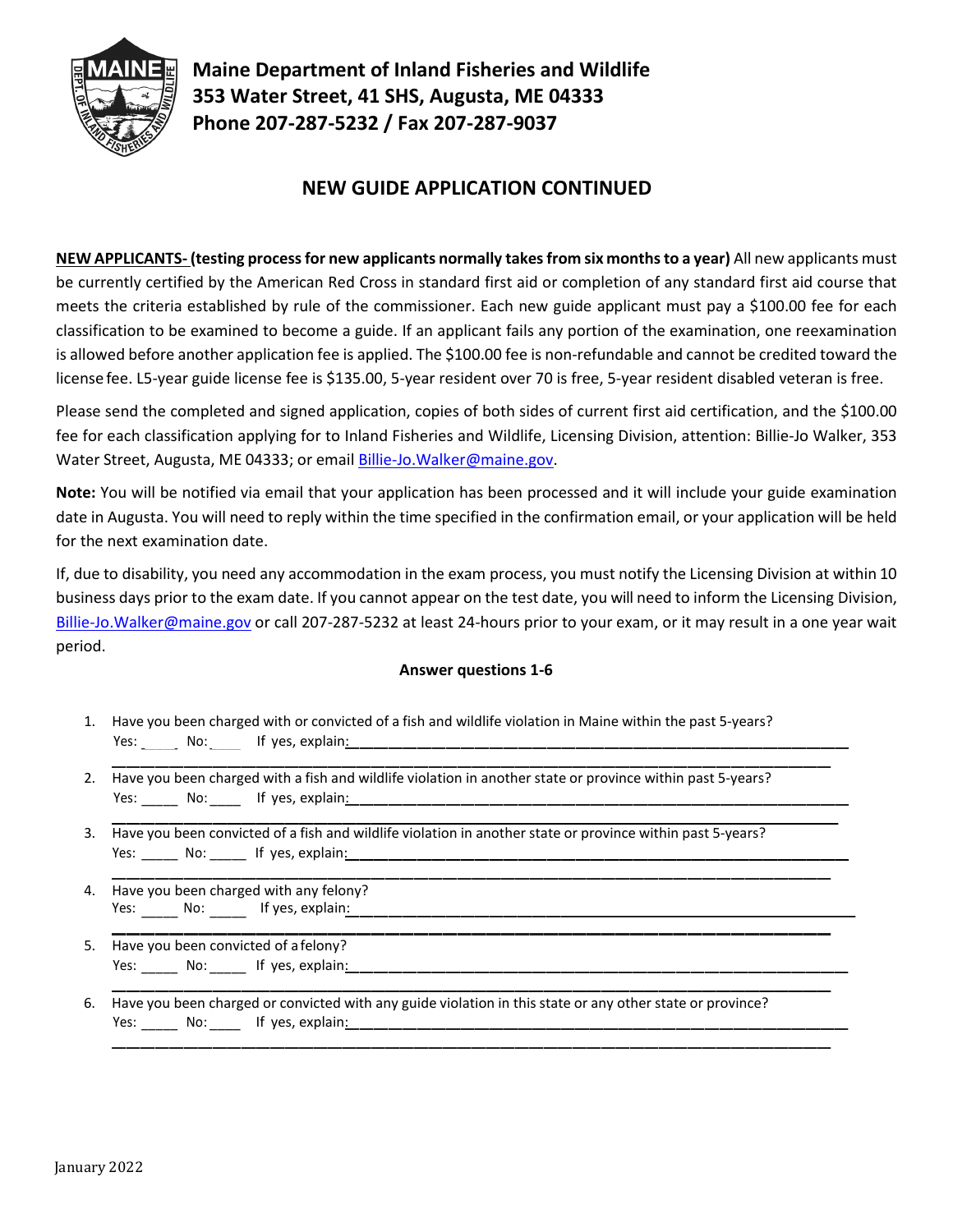**Maine Department of Inland Fisheries and Wildlife**
**353 Water Street, 41 SHS, Augusta, ME 04333**
**Phone 207-287-5232 / Fax 207-287-9037**

## NEW GUIDE APPLICATION CONTINUED

**NEW APPLICANTS- (testing process for new applicants normally takes from six months to a year)** All new applicants must be currently certified by the American Red Cross in standard first aid or completion of any standard first aid course that meets the criteria established by rule of the commissioner. Each new guide applicant must pay a $100.00 fee for each classification to be examined to become a guide. If an applicant fails any portion of the examination, one reexamination is allowed before another application fee is applied. The $100.00 fee is non-refundable and cannot be credited toward the license fee. L5-year guide license fee is $135.00, 5-year resident over 70 is free, 5-year resident disabled veteran is free.

Please send the completed and signed application, copies of both sides of current first aid certification, and the $100.00 fee for each classification applying for to Inland Fisheries and Wildlife, Licensing Division, attention: Billie-Jo Walker, 353 Water Street, Augusta, ME 04333; or email Billie-Jo.Walker@maine.gov.

**Note:** You will be notified via email that your application has been processed and it will include your guide examination date in Augusta. You will need to reply within the time specified in the confirmation email, or your application will be held for the next examination date.

If, due to disability, you need any accommodation in the exam process, you must notify the Licensing Division at within 10 business days prior to the exam date. If you cannot appear on the test date, you will need to inform the Licensing Division, Billie-Jo.Walker@maine.gov or call 207-287-5232 at least 24-hours prior to your exam, or it may result in a one year wait period.

**Answer questions 1-6**

1. Have you been charged with or convicted of a fish and wildlife violation in Maine within the past 5-years?
   Yes: _____ No: _____ If yes, explain: ____________________________________________
   ____________________________________________________________________________
2. Have you been charged with a fish and wildlife violation in another state or province within past 5-years?
   Yes: _____ No: _____ If yes, explain: ____________________________________________
   ____________________________________________________________________________
3. Have you been convicted of a fish and wildlife violation in another state or province within past 5-years?
   Yes: _____ No: _____ If yes, explain: ____________________________________________
   ____________________________________________________________________________
4. Have you been charged with any felony?
   Yes: _____ No: _____ If yes, explain: ____________________________________________
   ____________________________________________________________________________
5. Have you been convicted of a felony?
   Yes: _____ No: _____ If yes, explain: ____________________________________________
   ____________________________________________________________________________
6. Have you been charged or convicted with any guide violation in this state or any other state or province?
   Yes: _____ No: _____ If yes, explain: ____________________________________________
   ____________________________________________________________________________

January 2022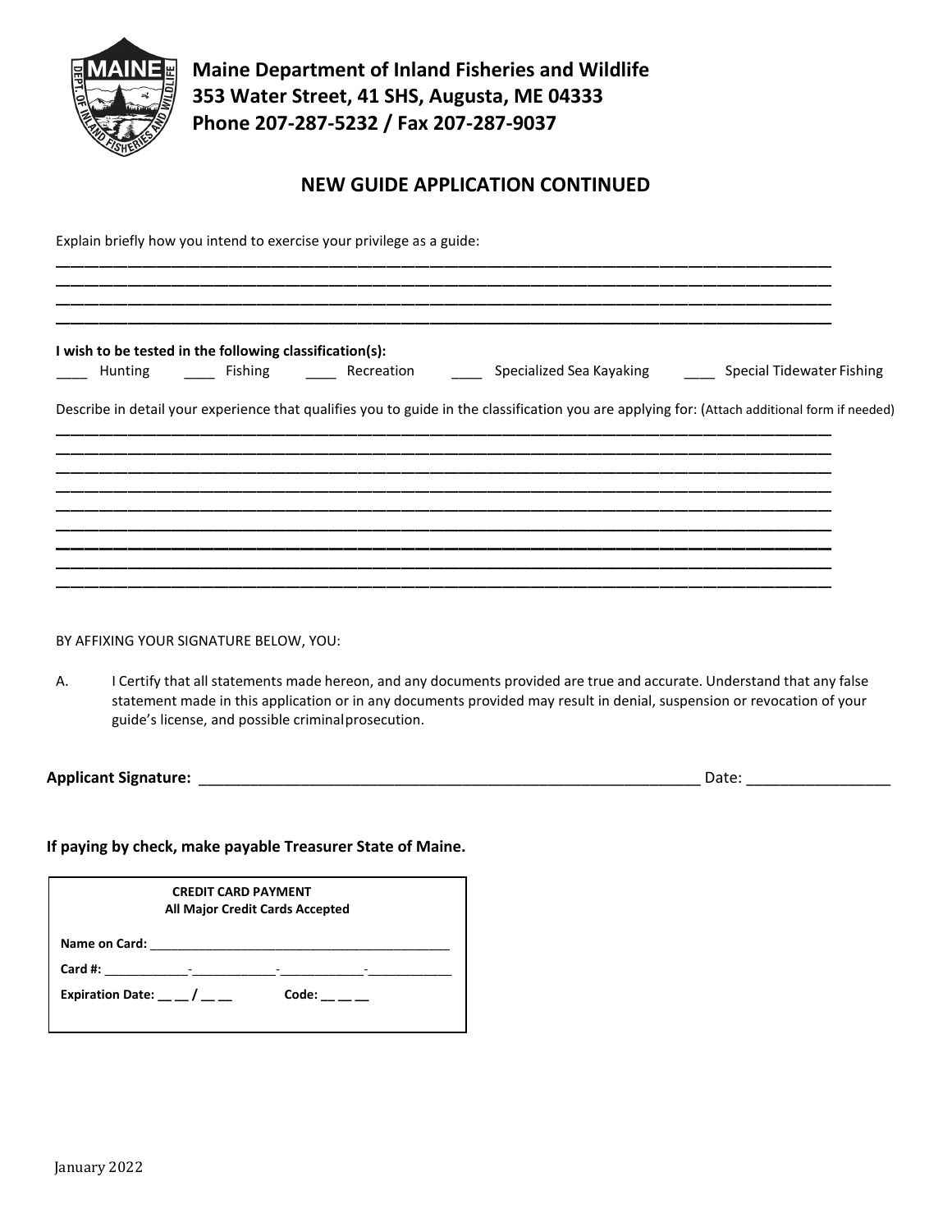**Maine Department of Inland Fisheries and Wildlife**
**353 Water Street, 41 SHS, Augusta, ME 04333**
**Phone 207-287-5232 / Fax 207-287-9037**

## NEW GUIDE APPLICATION CONTINUED

Explain briefly how you intend to exercise your privilege as a guide:

______________________________________________________________________________________
______________________________________________________________________________________
______________________________________________________________________________________
______________________________________________________________________________________

**I wish to be tested in the following classification(s):**

____ Hunting ____ Fishing ____ Recreation ____ Specialized Sea Kayaking ____ Special Tidewater Fishing

Describe in detail your experience that qualifies you to guide in the classification you are applying for: (Attach additional form if needed)

______________________________________________________________________________________
______________________________________________________________________________________
______________________________________________________________________________________
______________________________________________________________________________________
______________________________________________________________________________________
______________________________________________________________________________________
______________________________________________________________________________________
______________________________________________________________________________________
______________________________________________________________________________________

BY AFFIXING YOUR SIGNATURE BELOW, YOU:

A. I Certify that all statements made hereon, and any documents provided are true and accurate. Understand that any false statement made in this application or in any documents provided may result in denial, suspension or revocation of your guide's license, and possible criminal prosecution.

**Applicant Signature:** ____________________________________________ Date: ________________

**If paying by check, make payable Treasurer State of Maine.**

**CREDIT CARD PAYMENT**
**All Major Credit Cards Accepted**

**Name on Card:** ________________________________________

**Card #:** ____________-____________-____________-____________

**Expiration Date:** __ __ / __ __ **Code:** __ __ __

January 2022